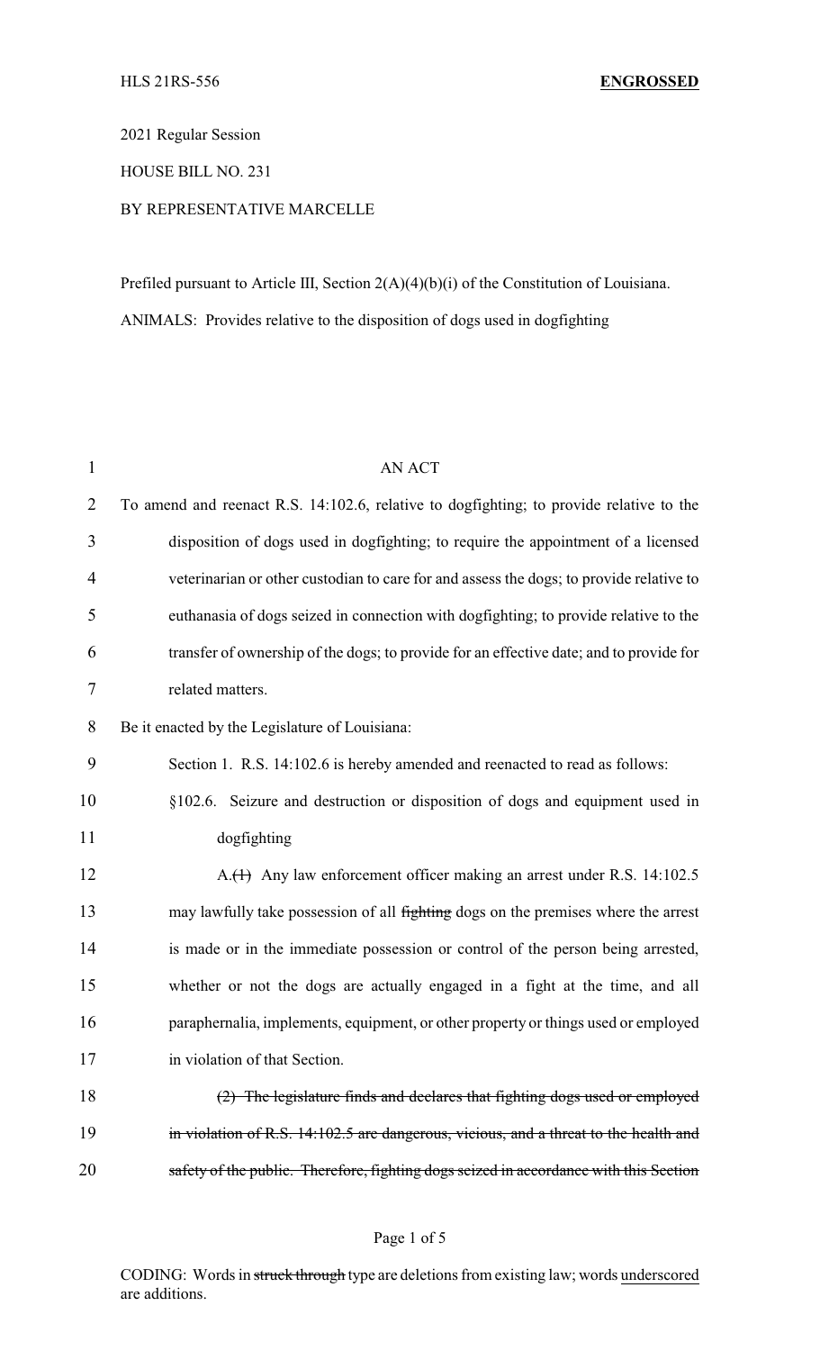HLS 21RS-556 **ENGROSSED**

2021 Regular Session

HOUSE BILL NO. 231

BY REPRESENTATIVE MARCELLE

Prefiled pursuant to Article III, Section 2(A)(4)(b)(i) of the Constitution of Louisiana.

ANIMALS: Provides relative to the disposition of dogs used in dogfighting

AN ACT

To amend and reenact R.S. 14:102.6, relative to dogfighting; to provide relative to the disposition of dogs used in dogfighting; to require the appointment of a licensed veterinarian or other custodian to care for and assess the dogs; to provide relative to euthanasia of dogs seized in connection with dogfighting; to provide relative to the transfer of ownership of the dogs; to provide for an effective date; and to provide for related matters.

Be it enacted by the Legislature of Louisiana:

Section 1. R.S. 14:102.6 is hereby amended and reenacted to read as follows:

§102.6. Seizure and destruction or disposition of dogs and equipment used in dogfighting

A.~~(1)~~ Any law enforcement officer making an arrest under R.S. 14:102.5 may lawfully take possession of all ~~fighting~~ dogs on the premises where the arrest is made or in the immediate possession or control of the person being arrested, whether or not the dogs are actually engaged in a fight at the time, and all paraphernalia, implements, equipment, or other property or things used or employed in violation of that Section.

~~(2) The legislature finds and declares that fighting dogs used or employed in violation of R.S. 14:102.5 are dangerous, vicious, and a threat to the health and safety of the public. Therefore, fighting dogs seized in accordance with this Section~~

CODING: Words in ~~struck through~~ type are deletions from existing law; words underscored are additions.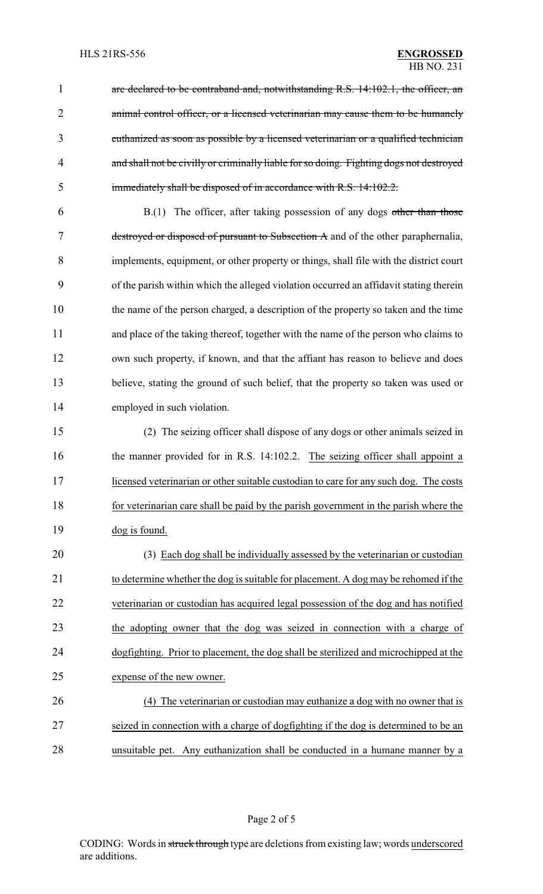~~are declared to be contraband and, notwithstanding R.S. 14:102.1, the officer, an animal control officer, or a licensed veterinarian may cause them to be humanely euthanized as soon as possible by a licensed veterinarian or a qualified technician and shall not be civilly or criminally liable for so doing. Fighting dogs not destroyed immediately shall be disposed of in accordance with R.S. 14:102.2.~~

B.(1) The officer, after taking possession of any dogs ~~other than those destroyed or disposed of pursuant to Subsection A~~ and of the other paraphernalia, implements, equipment, or other property or things, shall file with the district court of the parish within which the alleged violation occurred an affidavit stating therein the name of the person charged, a description of the property so taken and the time and place of the taking thereof, together with the name of the person who claims to own such property, if known, and that the affiant has reason to believe and does believe, stating the ground of such belief, that the property so taken was used or employed in such violation.

(2) The seizing officer shall dispose of any dogs or other animals seized in the manner provided for in R.S. 14:102.2. <u>The seizing officer shall appoint a licensed veterinarian or other suitable custodian to care for any such dog. The costs for veterinarian care shall be paid by the parish government in the parish where the dog is found.</u>

(3) <u>Each dog shall be individually assessed by the veterinarian or custodian to determine whether the dog is suitable for placement. A dog may be rehomed if the veterinarian or custodian has acquired legal possession of the dog and has notified the adopting owner that the dog was seized in connection with a charge of dogfighting. Prior to placement, the dog shall be sterilized and microchipped at the expense of the new owner.</u>

<u>(4) The veterinarian or custodian may euthanize a dog with no owner that is seized in connection with a charge of dogfighting if the dog is determined to be an unsuitable pet. Any euthanization shall be conducted in a humane manner by a</u>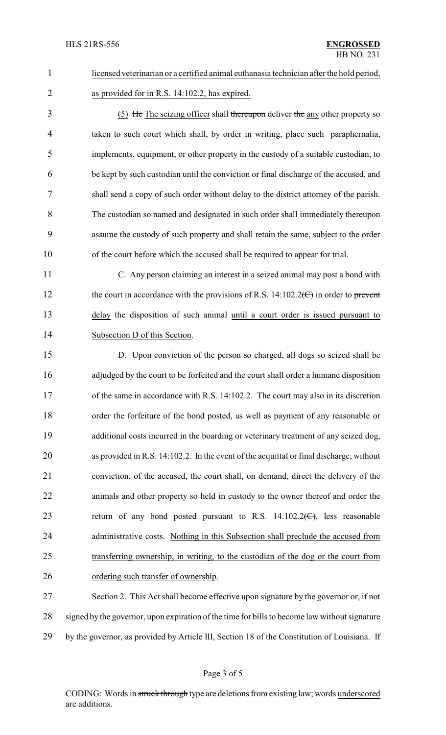licensed veterinarian or a certified animal euthanasia technician after the hold period, as provided for in R.S. 14:102.2, has expired.

(5) He The seizing officer shall thereupon deliver the any other property so taken to such court which shall, by order in writing, place such paraphernalia, implements, equipment, or other property in the custody of a suitable custodian, to be kept by such custodian until the conviction or final discharge of the accused, and shall send a copy of such order without delay to the district attorney of the parish. The custodian so named and designated in such order shall immediately thereupon assume the custody of such property and shall retain the same, subject to the order of the court before which the accused shall be required to appear for trial.

C. Any person claiming an interest in a seized animal may post a bond with the court in accordance with the provisions of R.S. 14:102.2(C) in order to prevent delay the disposition of such animal until a court order is issued pursuant to Subsection D of this Section.

D. Upon conviction of the person so charged, all dogs so seized shall be adjudged by the court to be forfeited and the court shall order a humane disposition of the same in accordance with R.S. 14:102.2. The court may also in its discretion order the forfeiture of the bond posted, as well as payment of any reasonable or additional costs incurred in the boarding or veterinary treatment of any seized dog, as provided in R.S. 14:102.2. In the event of the acquittal or final discharge, without conviction, of the accused, the court shall, on demand, direct the delivery of the animals and other property so held in custody to the owner thereof and order the return of any bond posted pursuant to R.S. 14:102.2(C), less reasonable administrative costs. Nothing in this Subsection shall preclude the accused from transferring ownership, in writing, to the custodian of the dog or the court from ordering such transfer of ownership.

Section 2. This Act shall become effective upon signature by the governor or, if not signed by the governor, upon expiration of the time for bills to become law without signature by the governor, as provided by Article III, Section 18 of the Constitution of Louisiana. If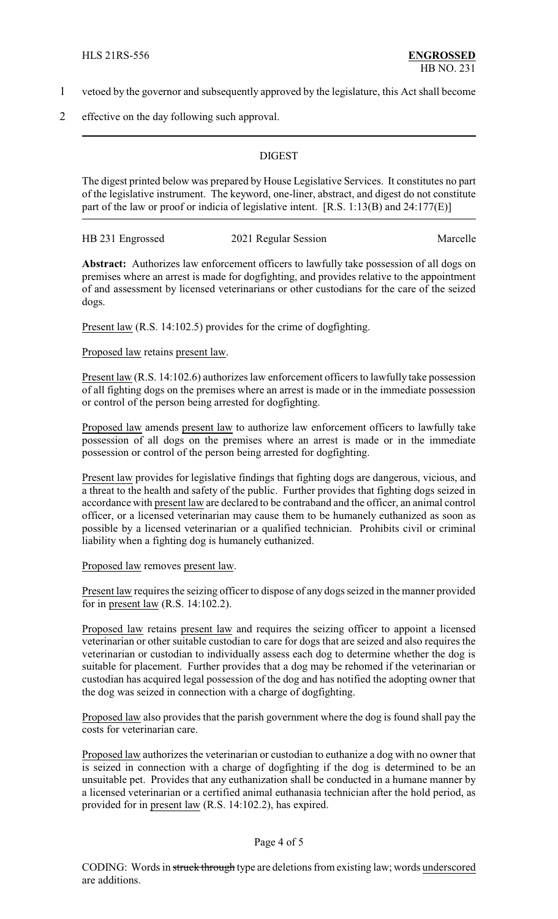1 vetoed by the governor and subsequently approved by the legislature, this Act shall become

2 effective on the day following such approval.

---

DIGEST

The digest printed below was prepared by House Legislative Services. It constitutes no part of the legislative instrument. The keyword, one-liner, abstract, and digest do not constitute part of the law or proof or indicia of legislative intent. [R.S. 1:13(B) and 24:177(E)]

---

HB 231 Engrossed 2021 Regular Session Marcelle

**Abstract:** Authorizes law enforcement officers to lawfully take possession of all dogs on premises where an arrest is made for dogfighting, and provides relative to the appointment of and assessment by licensed veterinarians or other custodians for the care of the seized dogs.

Present law (R.S. 14:102.5) provides for the crime of dogfighting.

Proposed law retains present law.

Present law (R.S. 14:102.6) authorizes law enforcement officers to lawfully take possession of all fighting dogs on the premises where an arrest is made or in the immediate possession or control of the person being arrested for dogfighting.

Proposed law amends present law to authorize law enforcement officers to lawfully take possession of all dogs on the premises where an arrest is made or in the immediate possession or control of the person being arrested for dogfighting.

Present law provides for legislative findings that fighting dogs are dangerous, vicious, and a threat to the health and safety of the public. Further provides that fighting dogs seized in accordance with present law are declared to be contraband and the officer, an animal control officer, or a licensed veterinarian may cause them to be humanely euthanized as soon as possible by a licensed veterinarian or a qualified technician. Prohibits civil or criminal liability when a fighting dog is humanely euthanized.

Proposed law removes present law.

Present law requires the seizing officer to dispose of any dogs seized in the manner provided for in present law (R.S. 14:102.2).

Proposed law retains present law and requires the seizing officer to appoint a licensed veterinarian or other suitable custodian to care for dogs that are seized and also requires the veterinarian or custodian to individually assess each dog to determine whether the dog is suitable for placement. Further provides that a dog may be rehomed if the veterinarian or custodian has acquired legal possession of the dog and has notified the adopting owner that the dog was seized in connection with a charge of dogfighting.

Proposed law also provides that the parish government where the dog is found shall pay the costs for veterinarian care.

Proposed law authorizes the veterinarian or custodian to euthanize a dog with no owner that is seized in connection with a charge of dogfighting if the dog is determined to be an unsuitable pet. Provides that any euthanization shall be conducted in a humane manner by a licensed veterinarian or a certified animal euthanasia technician after the hold period, as provided for in present law (R.S. 14:102.2), has expired.

CODING: Words in ~~struck through~~ type are deletions from existing law; words underscored are additions.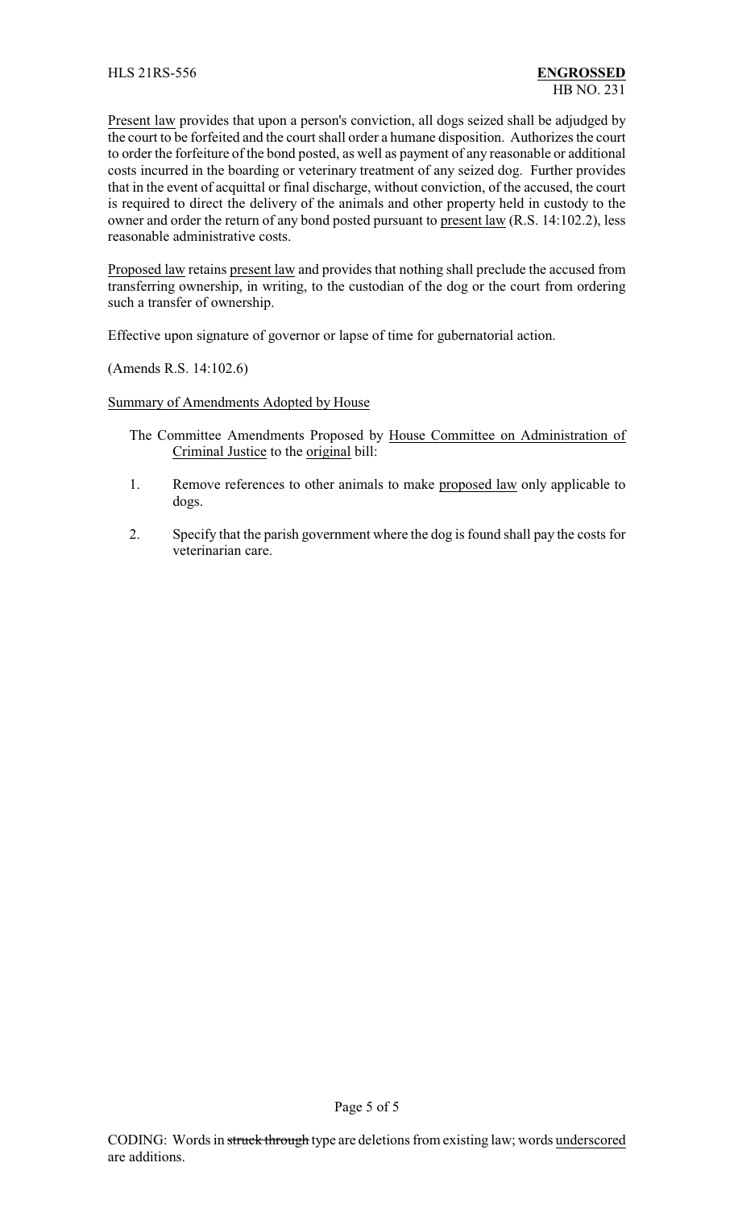Present law provides that upon a person's conviction, all dogs seized shall be adjudged by the court to be forfeited and the court shall order a humane disposition. Authorizes the court to order the forfeiture of the bond posted, as well as payment of any reasonable or additional costs incurred in the boarding or veterinary treatment of any seized dog. Further provides that in the event of acquittal or final discharge, without conviction, of the accused, the court is required to direct the delivery of the animals and other property held in custody to the owner and order the return of any bond posted pursuant to present law (R.S. 14:102.2), less reasonable administrative costs.

Proposed law retains present law and provides that nothing shall preclude the accused from transferring ownership, in writing, to the custodian of the dog or the court from ordering such a transfer of ownership.

Effective upon signature of governor or lapse of time for gubernatorial action.

(Amends R.S. 14:102.6)

Summary of Amendments Adopted by House

The Committee Amendments Proposed by House Committee on Administration of Criminal Justice to the original bill:

1. Remove references to other animals to make proposed law only applicable to dogs.
2. Specify that the parish government where the dog is found shall pay the costs for veterinarian care.

CODING: Words in ~~struck through~~ type are deletions from existing law; words underscored are additions.